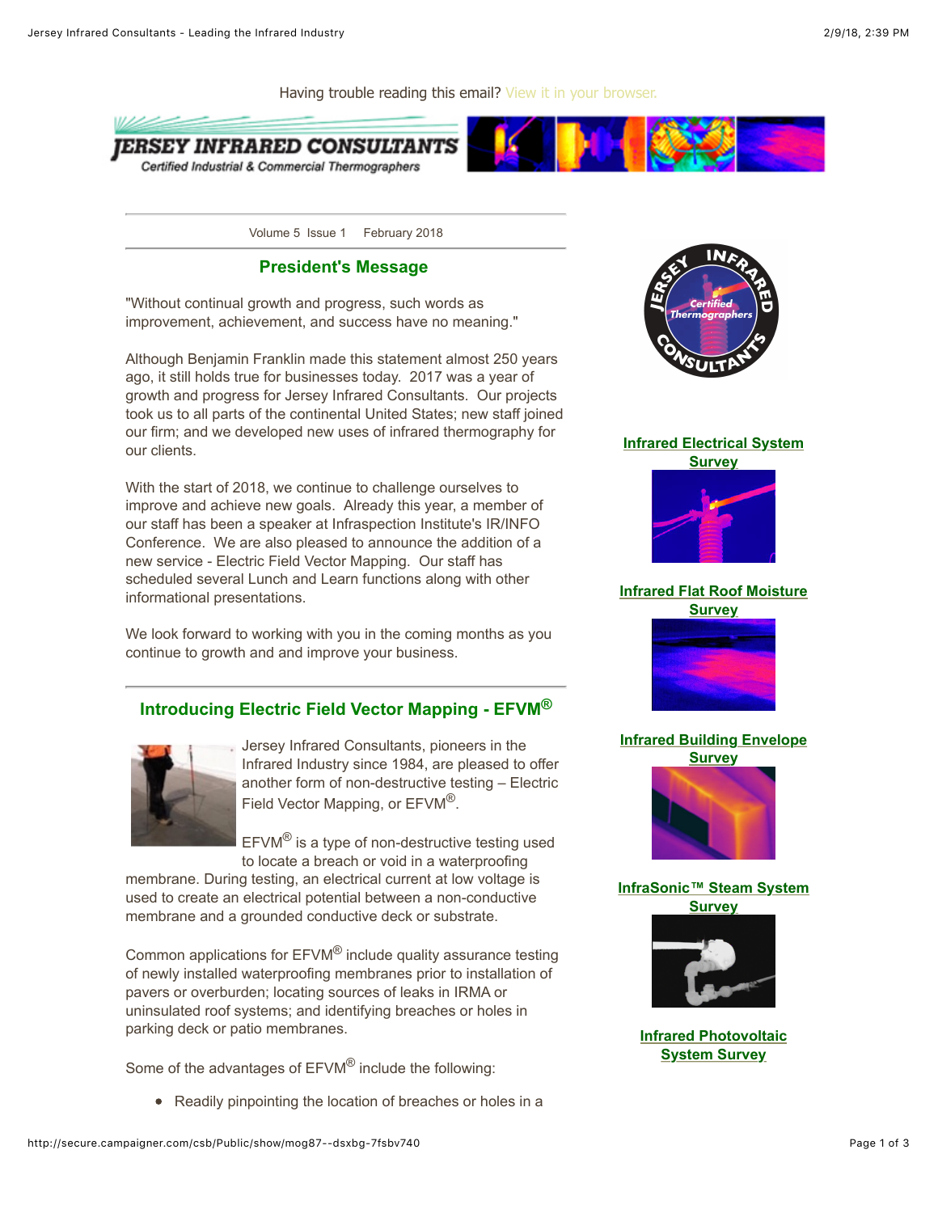Having trouble reading this email? View it in your browser.

JERSEY INFRARED CONSULTANTS

Certified Industrial & Commercial Thermographers

Volume 5 Issue 1 February 2018

## President's Message

"Without continual growth and progress, such words as improvement, achievement, and success have no meaning."

Although Benjamin Franklin made this statement almost 250 years ago, it still holds true for businesses today. 2017 was a year of growth and progress for Jersey Infrared Consultants. Our projects took us to all parts of the continental United States; new staff joined our firm; and we developed new uses of infrared thermography for our clients.

With the start of 2018, we continue to challenge ourselves to improve and achieve new goals. Already this year, a member of our staff has been a speaker at Infraspection Institute's IR/INFO Conference. We are also pleased to announce the addition of a new service - Electric Field Vector Mapping. Our staff has scheduled several Lunch and Learn functions along with other informational presentations.

We look forward to working with you in the coming months as you continue to growth and improve your business.

## Introducing Electric Field Vector Mapping - EFVM®

Jersey Infrared Consultants, pioneers in the Infrared Industry since 1984, are pleased to offer another form of non-destructive testing – Electric Field Vector Mapping, or EFVM®.

EFVM® is a type of non-destructive testing used to locate a breach or void in a waterproofing membrane. During testing, an electrical current at low voltage is used to create an electrical potential between a non-conductive membrane and a grounded conductive deck or substrate.

Common applications for EFVM® include quality assurance testing of newly installed waterproofing membranes prior to installation of pavers or overburden; locating sources of leaks in IRMA or uninsulated roof systems; and identifying breaches or holes in parking deck or patio membranes.

Some of the advantages of EFVM® include the following:

- Readily pinpointing the location of breaches or holes in a

JERSEY INFRARED CONSULTANTS — Certified Thermographers

**Infrared Electrical System Survey**

**Infrared Flat Roof Moisture Survey**

**Infrared Building Envelope Survey**

**InfraSonic™ Steam System Survey**

**Infrared Photovoltaic System Survey**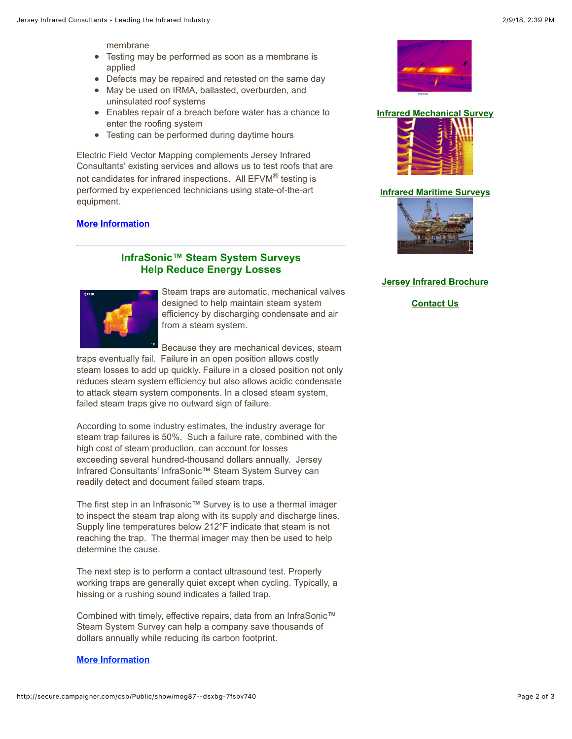membrane

- Testing may be performed as soon as a membrane is applied
- Defects may be repaired and retested on the same day
- May be used on IRMA, ballasted, overburden, and uninsulated roof systems
- Enables repair of a breach before water has a chance to enter the roofing system
- Testing can be performed during daytime hours

Electric Field Vector Mapping complements Jersey Infrared Consultants' existing services and allows us to test roofs that are not candidates for infrared inspections. All EFVM® testing is performed by experienced technicians using state-of-the-art equipment.

**More Information**

---

## InfraSonic™ Steam System Surveys Help Reduce Energy Losses

Steam traps are automatic, mechanical valves designed to help maintain steam system efficiency by discharging condensate and air from a steam system.

Because they are mechanical devices, steam traps eventually fail. Failure in an open position allows costly steam losses to add up quickly. Failure in a closed position not only reduces steam system efficiency but also allows acidic condensate to attack steam system components. In a closed steam system, failed steam traps give no outward sign of failure.

According to some industry estimates, the industry average for steam trap failures is 50%. Such a failure rate, combined with the high cost of steam production, can account for losses exceeding several hundred-thousand dollars annually. Jersey Infrared Consultants' InfraSonic™ Steam System Survey can readily detect and document failed steam traps.

The first step in an Infrasonic™ Survey is to use a thermal imager to inspect the steam trap along with its supply and discharge lines. Supply line temperatures below 212°F indicate that steam is not reaching the trap. The thermal imager may then be used to help determine the cause.

The next step is to perform a contact ultrasound test. Properly working traps are generally quiet except when cycling. Typically, a hissing or a rushing sound indicates a failed trap.

Combined with timely, effective repairs, data from an InfraSonic™ Steam System Survey can help a company save thousands of dollars annually while reducing its carbon footprint.

**More Information**

**Infrared Mechanical Survey**

**Infrared Maritime Surveys**

**Jersey Infrared Brochure**

**Contact Us**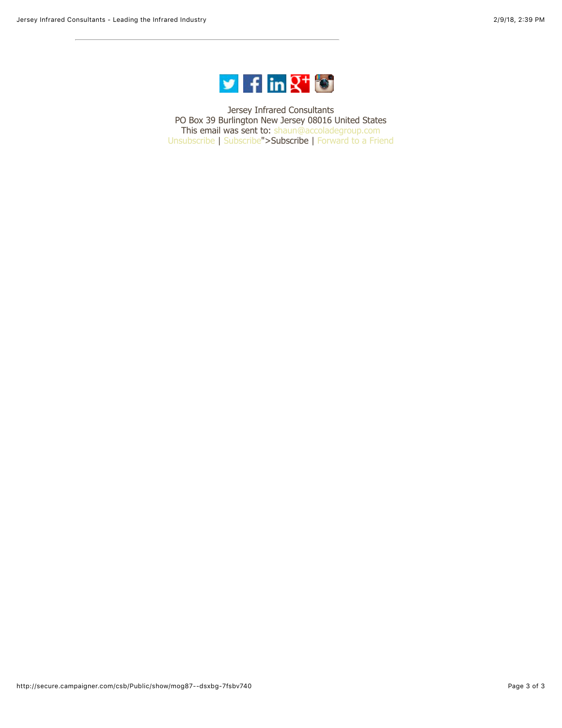---

Jersey Infrared Consultants
PO Box 39 Burlington New Jersey 08016 United States
This email was sent to: shaun@accoladegroup.com
Unsubscribe | Subscribe">Subscribe | Forward to a Friend